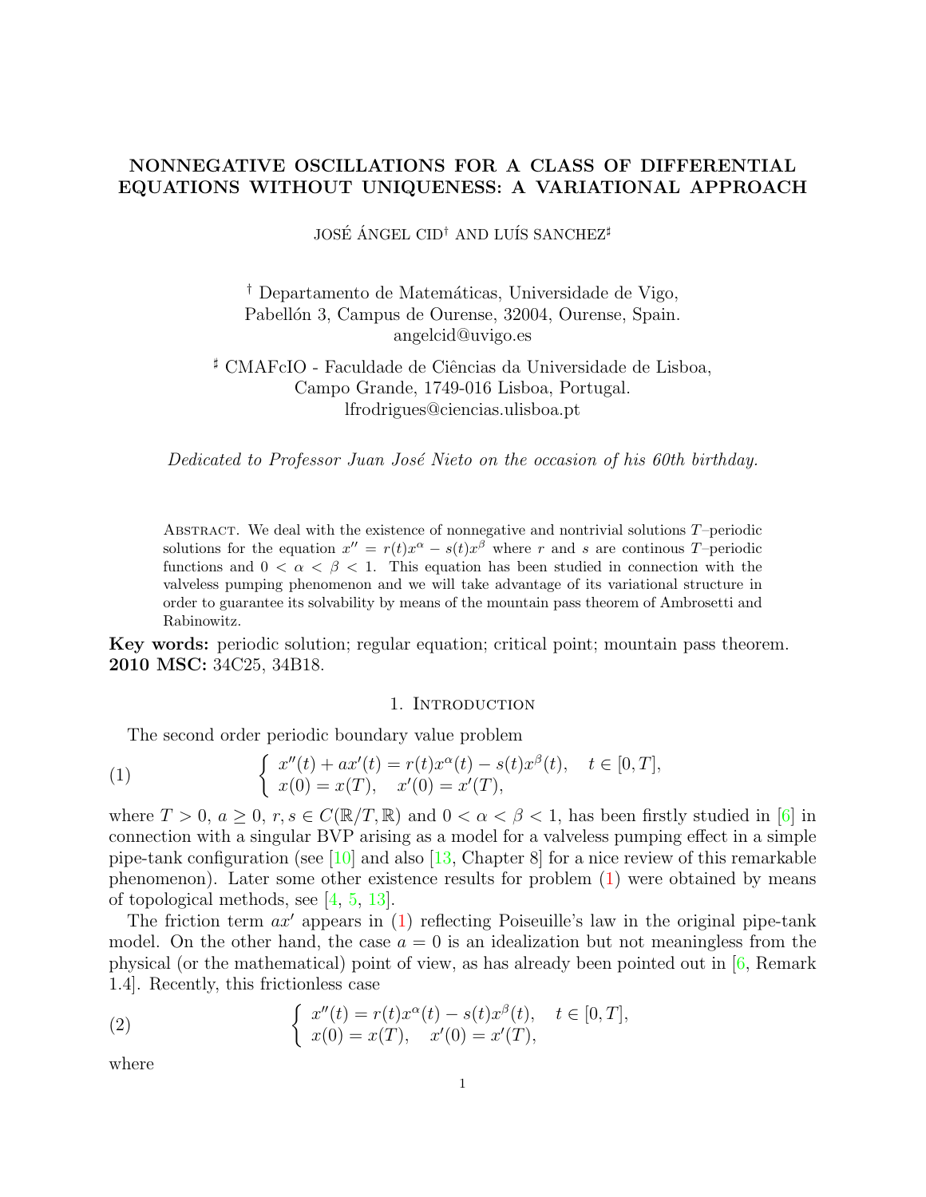# NONNEGATIVE OSCILLATIONS FOR A CLASS OF DIFFERENTIAL EQUATIONS WITHOUT UNIQUENESS: A VARIATIONAL APPROACH

JOSÉ ÁNGEL CID[†] AND LUÍS SANCHEZ[♯]

[†] Departamento de Matemáticas, Universidade de Vigo,
Pabellón 3, Campus de Ourense, 32004, Ourense, Spain.
angelcid@uvigo.es

[♯] CMAFcIO - Faculdade de Ciências da Universidade de Lisboa,
Campo Grande, 1749-016 Lisboa, Portugal.
lfrodrigues@ciencias.ulisboa.pt

*Dedicated to Professor Juan José Nieto on the occasion of his 60th birthday.*

Abstract. We deal with the existence of nonnegative and nontrivial solutions $T$–periodic solutions for the equation $x'' = r(t)x^{\alpha} - s(t)x^{\beta}$ where $r$ and $s$ are continous $T$–periodic functions and $0 < \alpha < \beta < 1$. This equation has been studied in connection with the valveless pumping phenomenon and we will take advantage of its variational structure in order to guarantee its solvability by means of the mountain pass theorem of Ambrosetti and Rabinowitz.

**Key words:** periodic solution; regular equation; critical point; mountain pass theorem.
**2010 MSC:** 34C25, 34B18.

## 1. Introduction

The second order periodic boundary value problem

$$
(1) \qquad \begin{cases} x''(t) + ax'(t) = r(t)x^{\alpha}(t) - s(t)x^{\beta}(t), & t \in [0, T], \\ x(0) = x(T), \quad x'(0) = x'(T), \end{cases}
$$

where $T > 0$, $a \geq 0$, $r, s \in C(\mathbb{R}/T, \mathbb{R})$ and $0 < \alpha < \beta < 1$, has been firstly studied in [6] in connection with a singular BVP arising as a model for a valveless pumping effect in a simple pipe-tank configuration (see [10] and also [13, Chapter 8] for a nice review of this remarkable phenomenon). Later some other existence results for problem (1) were obtained by means of topological methods, see [4, 5, 13].

The friction term $ax'$ appears in (1) reflecting Poiseuille's law in the original pipe-tank model. On the other hand, the case $a = 0$ is an idealization but not meaningless from the physical (or the mathematical) point of view, as has already been pointed out in [6, Remark 1.4]. Recently, this frictionless case

$$
(2) \qquad \begin{cases} x''(t) = r(t)x^{\alpha}(t) - s(t)x^{\beta}(t), & t \in [0, T], \\ x(0) = x(T), \quad x'(0) = x'(T), \end{cases}
$$

where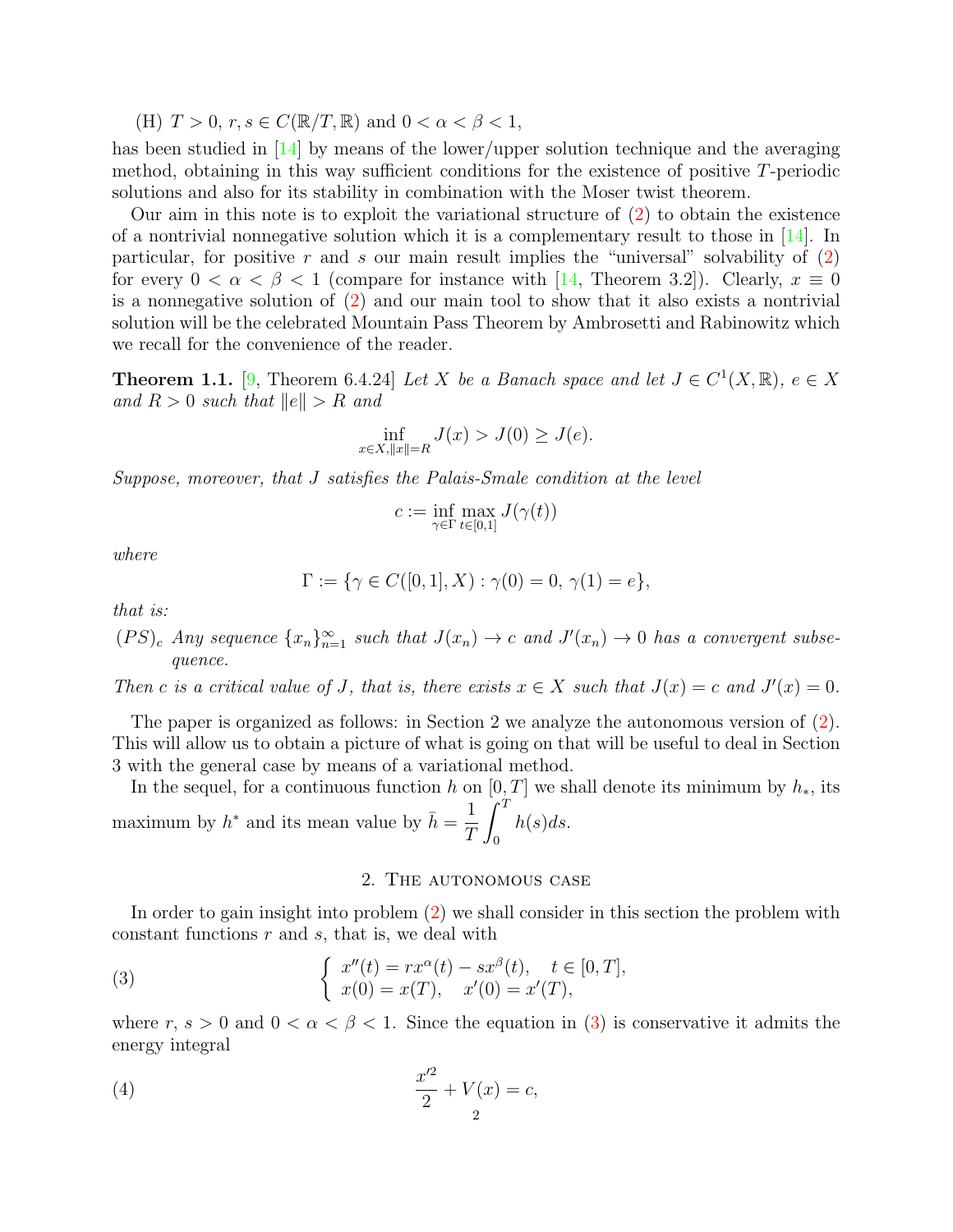(H) $T > 0$, $r, s \in C(\mathbb{R}/T, \mathbb{R})$ and $0 < \alpha < \beta < 1$,

has been studied in [14] by means of the lower/upper solution technique and the averaging method, obtaining in this way sufficient conditions for the existence of positive $T$-periodic solutions and also for its stability in combination with the Moser twist theorem.

Our aim in this note is to exploit the variational structure of (2) to obtain the existence of a nontrivial nonnegative solution which it is a complementary result to those in [14]. In particular, for positive $r$ and $s$ our main result implies the "universal" solvability of (2) for every $0 < \alpha < \beta < 1$ (compare for instance with [14, Theorem 3.2]). Clearly, $x \equiv 0$ is a nonnegative solution of (2) and our main tool to show that it also exists a nontrivial solution will be the celebrated Mountain Pass Theorem by Ambrosetti and Rabinowitz which we recall for the convenience of the reader.

**Theorem 1.1.** [9, Theorem 6.4.24] *Let $X$ be a Banach space and let $J \in C^1(X, \mathbb{R})$, $e \in X$ and $R > 0$ such that $\|e\| > R$ and*

$$\inf_{x \in X, \|x\|=R} J(x) > J(0) \geq J(e).$$

*Suppose, moreover, that $J$ satisfies the Palais-Smale condition at the level*

$$c := \inf_{\gamma \in \Gamma} \max_{t \in [0,1]} J(\gamma(t))$$

*where*

$$\Gamma := \{\gamma \in C([0,1], X) : \gamma(0) = 0,\ \gamma(1) = e\},$$

*that is:*

$(PS)_c$ *Any sequence $\{x_n\}_{n=1}^{\infty}$ such that $J(x_n) \to c$ and $J'(x_n) \to 0$ has a convergent subsequence.*

*Then $c$ is a critical value of $J$, that is, there exists $x \in X$ such that $J(x) = c$ and $J'(x) = 0$.*

The paper is organized as follows: in Section 2 we analyze the autonomous version of (2). This will allow us to obtain a picture of what is going on that will be useful to deal in Section 3 with the general case by means of a variational method.

In the sequel, for a continuous function $h$ on $[0, T]$ we shall denote its minimum by $h_*$, its maximum by $h^*$ and its mean value by $\bar{h} = \dfrac{1}{T} \displaystyle\int_0^T h(s)ds$.

## 2. The autonomous case

In order to gain insight into problem (2) we shall consider in this section the problem with constant functions $r$ and $s$, that is, we deal with

$$\begin{cases} x''(t) = r x^{\alpha}(t) - s x^{\beta}(t), & t \in [0, T], \\ x(0) = x(T), \quad x'(0) = x'(T), \end{cases} \tag{3}$$

where $r$, $s > 0$ and $0 < \alpha < \beta < 1$. Since the equation in (3) is conservative it admits the energy integral

$$\frac{x'^2}{2} + V(x) = c, \tag{4}$$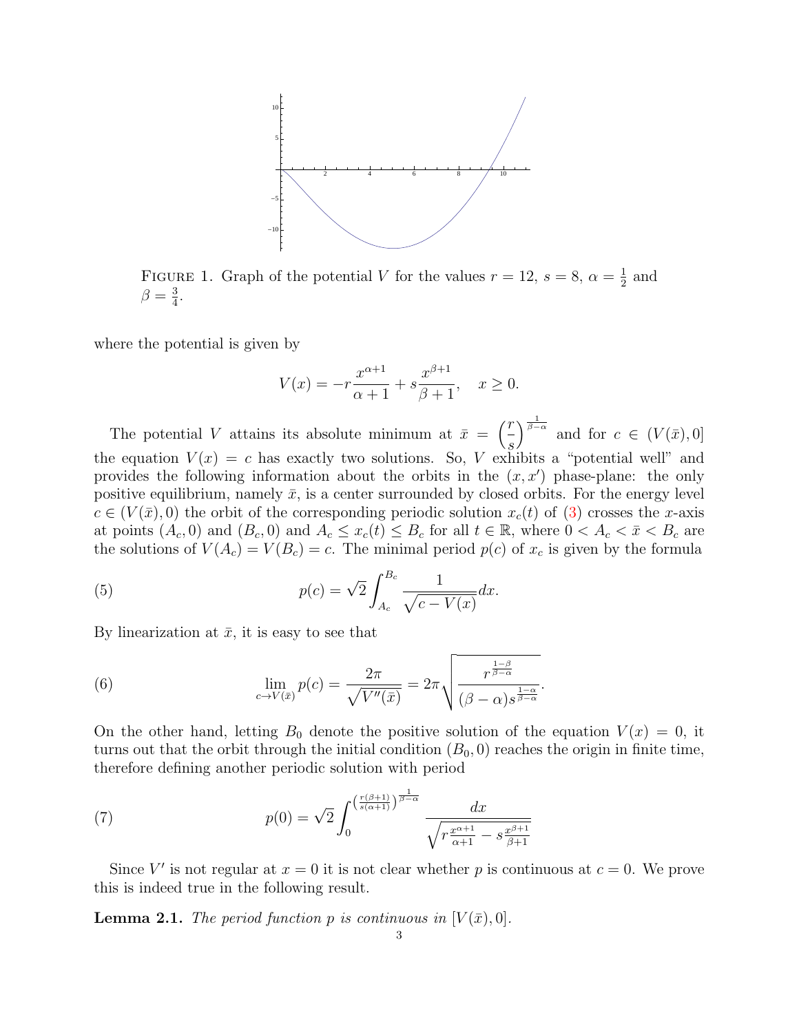FIGURE 1. Graph of the potential $V$ for the values $r = 12$, $s = 8$, $\alpha = \frac{1}{2}$ and $\beta = \frac{3}{4}$.

where the potential is given by

$$V(x) = -r\frac{x^{\alpha+1}}{\alpha+1} + s\frac{x^{\beta+1}}{\beta+1}, \quad x \geq 0.$$

The potential $V$ attains its absolute minimum at $\bar{x} = \left(\frac{r}{s}\right)^{\frac{1}{\beta-\alpha}}$ and for $c \in (V(\bar{x}), 0]$ the equation $V(x) = c$ has exactly two solutions. So, $V$ exhibits a "potential well" and provides the following information about the orbits in the $(x, x')$ phase-plane: the only positive equilibrium, namely $\bar{x}$, is a center surrounded by closed orbits. For the energy level $c \in (V(\bar{x}), 0)$ the orbit of the corresponding periodic solution $x_c(t)$ of (3) crosses the $x$-axis at points $(A_c, 0)$ and $(B_c, 0)$ and $A_c \leq x_c(t) \leq B_c$ for all $t \in \mathbb{R}$, where $0 < A_c < \bar{x} < B_c$ are the solutions of $V(A_c) = V(B_c) = c$. The minimal period $p(c)$ of $x_c$ is given by the formula

$$p(c) = \sqrt{2}\int_{A_c}^{B_c} \frac{1}{\sqrt{c - V(x)}}dx. \tag{5}$$

By linearization at $\bar{x}$, it is easy to see that

$$\lim_{c \to V(\bar{x})} p(c) = \frac{2\pi}{\sqrt{V''(\bar{x})}} = 2\pi\sqrt{\frac{r^{\frac{1-\beta}{\beta-\alpha}}}{(\beta-\alpha)s^{\frac{1-\alpha}{\beta-\alpha}}}}. \tag{6}$$

On the other hand, letting $B_0$ denote the positive solution of the equation $V(x) = 0$, it turns out that the orbit through the initial condition $(B_0, 0)$ reaches the origin in finite time, therefore defining another periodic solution with period

$$p(0) = \sqrt{2}\int_0^{\left(\frac{r(\beta+1)}{s(\alpha+1)}\right)^{\frac{1}{\beta-\alpha}}} \frac{dx}{\sqrt{r\frac{x^{\alpha+1}}{\alpha+1} - s\frac{x^{\beta+1}}{\beta+1}}} \tag{7}$$

Since $V'$ is not regular at $x = 0$ it is not clear whether $p$ is continuous at $c = 0$. We prove this is indeed true in the following result.

**Lemma 2.1.** *The period function $p$ is continuous in $[V(\bar{x}), 0]$.*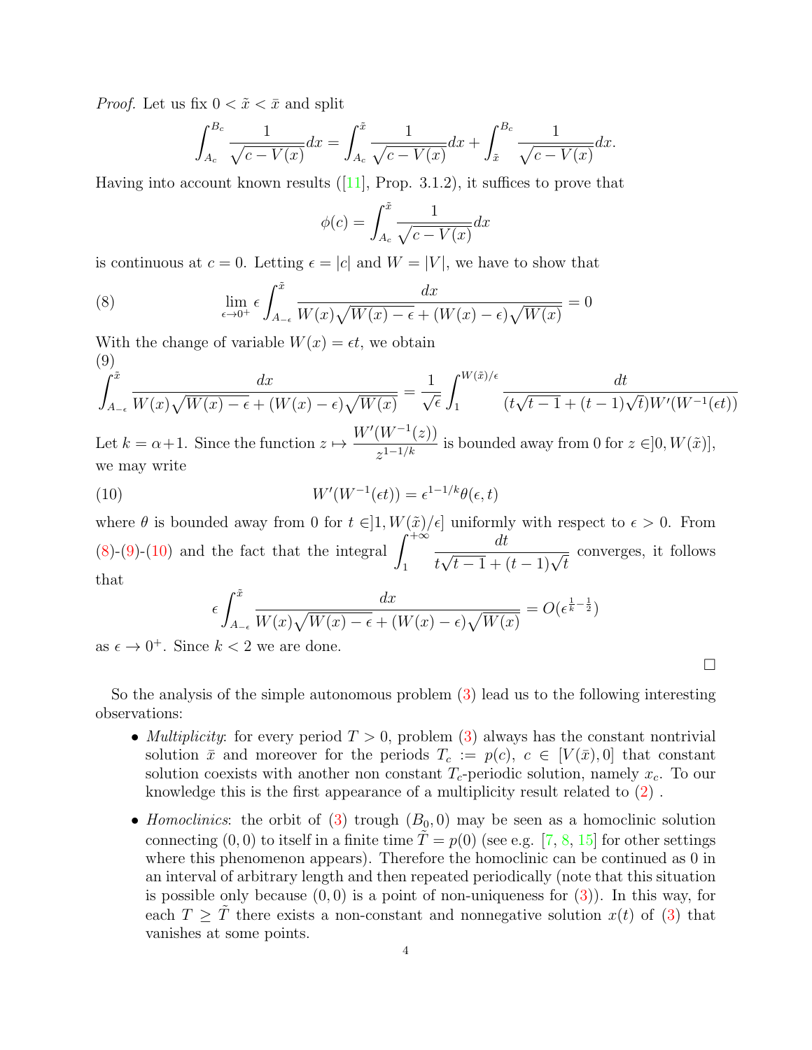*Proof.* Let us fix $0 < \tilde{x} < \bar{x}$ and split

$$\int_{A_c}^{B_c} \frac{1}{\sqrt{c - V(x)}} dx = \int_{A_c}^{\tilde{x}} \frac{1}{\sqrt{c - V(x)}} dx + \int_{\tilde{x}}^{B_c} \frac{1}{\sqrt{c - V(x)}} dx.$$

Having into account known results ([11], Prop. 3.1.2), it suffices to prove that

$$\phi(c) = \int_{A_c}^{\tilde{x}} \frac{1}{\sqrt{c - V(x)}} dx$$

is continuous at $c = 0$. Letting $\epsilon = |c|$ and $W = |V|$, we have to show that

$$\lim_{\epsilon \to 0^+} \epsilon \int_{A_{-\epsilon}}^{\tilde{x}} \frac{dx}{W(x)\sqrt{W(x) - \epsilon} + (W(x) - \epsilon)\sqrt{W(x)}} = 0 \tag{8}$$

With the change of variable $W(x) = \epsilon t$, we obtain

$$\int_{A_{-\epsilon}}^{\tilde{x}} \frac{dx}{W(x)\sqrt{W(x) - \epsilon} + (W(x) - \epsilon)\sqrt{W(x)}} = \frac{1}{\sqrt{\epsilon}} \int_{1}^{W(\tilde{x})/\epsilon} \frac{dt}{(t\sqrt{t-1} + (t-1)\sqrt{t})W'(W^{-1}(\epsilon t))} \tag{9}$$

Let $k = \alpha + 1$. Since the function $z \mapsto \dfrac{W'(W^{-1}(z))}{z^{1-1/k}}$ is bounded away from 0 for $z \in ]0, W(\tilde{x})]$, we may write

$$W'(W^{-1}(\epsilon t)) = \epsilon^{1-1/k}\theta(\epsilon, t) \tag{10}$$

where $\theta$ is bounded away from 0 for $t \in ]1, W(\tilde{x})/\epsilon]$ uniformly with respect to $\epsilon > 0$. From (8)-(9)-(10) and the fact that the integral $\displaystyle\int_1^{+\infty} \frac{dt}{t\sqrt{t-1} + (t-1)\sqrt{t}}$ converges, it follows that

$$\epsilon \int_{A_{-\epsilon}}^{\tilde{x}} \frac{dx}{W(x)\sqrt{W(x) - \epsilon} + (W(x) - \epsilon)\sqrt{W(x)}} = O(\epsilon^{\frac{1}{k} - \frac{1}{2}})$$

as $\epsilon \to 0^+$. Since $k < 2$ we are done. $\square$

So the analysis of the simple autonomous problem (3) lead us to the following interesting observations:

- *Multiplicity*: for every period $T > 0$, problem (3) always has the constant nontrivial solution $\bar{x}$ and moreover for the periods $T_c := p(c)$, $c \in [V(\bar{x}), 0]$ that constant solution coexists with another non constant $T_c$-periodic solution, namely $x_c$. To our knowledge this is the first appearance of a multiplicity result related to (2) .
- *Homoclinics*: the orbit of (3) trough $(B_0, 0)$ may be seen as a homoclinic solution connecting $(0, 0)$ to itself in a finite time $\tilde{T} = p(0)$ (see e.g. [7, 8, 15] for other settings where this phenomenon appears). Therefore the homoclinic can be continued as 0 in an interval of arbitrary length and then repeated periodically (note that this situation is possible only because $(0, 0)$ is a point of non-uniqueness for (3)). In this way, for each $T \geq \tilde{T}$ there exists a non-constant and nonnegative solution $x(t)$ of (3) that vanishes at some points.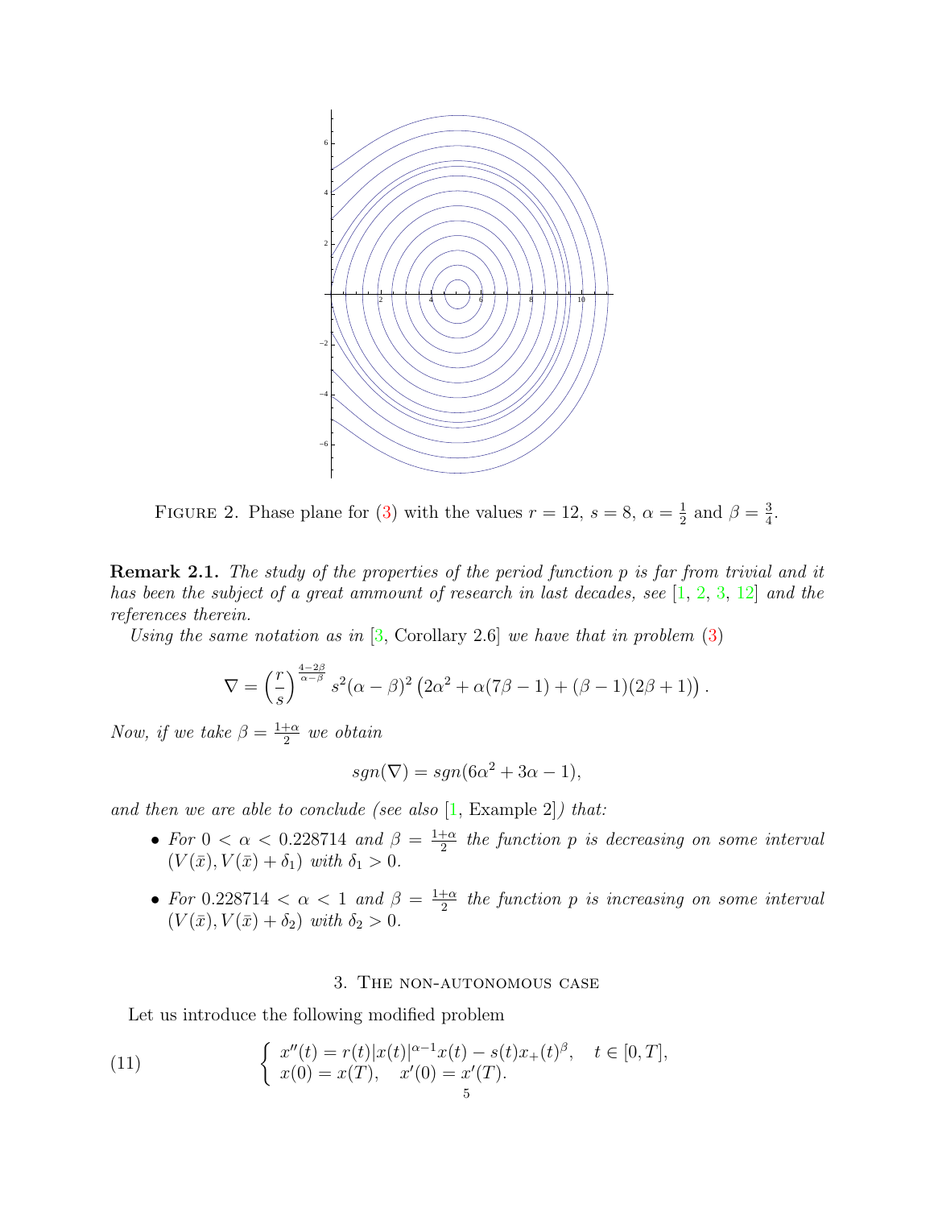FIGURE 2. Phase plane for (3) with the values $r = 12$, $s = 8$, $\alpha = \frac{1}{2}$ and $\beta = \frac{3}{4}$.

**Remark 2.1.** *The study of the properties of the period function $p$ is far from trivial and it has been the subject of a great ammount of research in last decades, see [1, 2, 3, 12] and the references therein.*

*Using the same notation as in [3, Corollary 2.6] we have that in problem (3)*

$$\nabla = \left(\frac{r}{s}\right)^{\frac{4-2\beta}{\alpha-\beta}} s^2(\alpha-\beta)^2 \left(2\alpha^2 + \alpha(7\beta - 1) + (\beta - 1)(2\beta + 1)\right).$$

*Now, if we take $\beta = \frac{1+\alpha}{2}$ we obtain*

$$sgn(\nabla) = sgn(6\alpha^2 + 3\alpha - 1),$$

*and then we are able to conclude (see also [1, Example 2]) that:*

- *For $0 < \alpha < 0.228714$ and $\beta = \frac{1+\alpha}{2}$ the function $p$ is decreasing on some interval $(V(\bar{x}), V(\bar{x}) + \delta_1)$ with $\delta_1 > 0$.*
- *For $0.228714 < \alpha < 1$ and $\beta = \frac{1+\alpha}{2}$ the function $p$ is increasing on some interval $(V(\bar{x}), V(\bar{x}) + \delta_2)$ with $\delta_2 > 0$.*

## 3. The non-autonomous case

Let us introduce the following modified problem

$$\left\{ \begin{array}{l} x''(t) = r(t)|x(t)|^{\alpha-1}x(t) - s(t)x_+(t)^{\beta}, \quad t \in [0, T], \\ x(0) = x(T), \quad x'(0) = x'(T). \end{array} \right. \tag{11}$$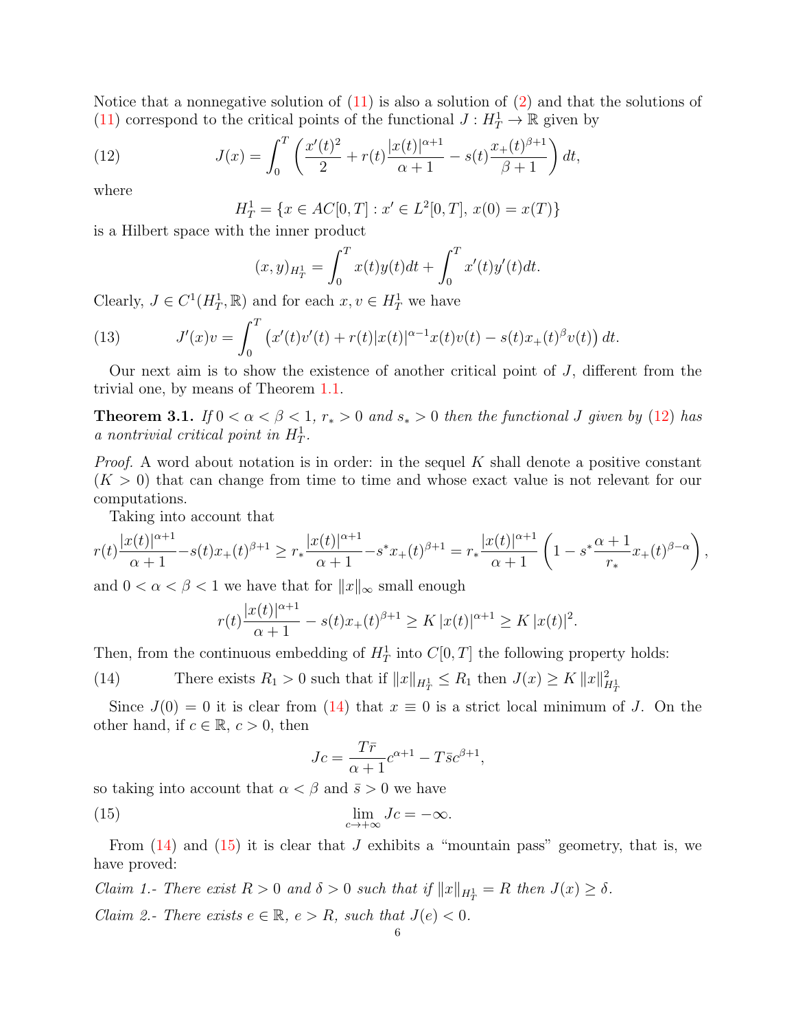Notice that a nonnegative solution of (11) is also a solution of (2) and that the solutions of (11) correspond to the critical points of the functional $J : H^1_T \to \mathbb{R}$ given by

$$J(x) = \int_0^T \left( \frac{x'(t)^2}{2} + r(t)\frac{|x(t)|^{\alpha+1}}{\alpha+1} - s(t)\frac{x_+(t)^{\beta+1}}{\beta+1} \right) dt, \tag{12}$$

where

$$H^1_T = \{x \in AC[0,T] : x' \in L^2[0,T],\, x(0) = x(T)\}$$

is a Hilbert space with the inner product

$$(x,y)_{H^1_T} = \int_0^T x(t)y(t)dt + \int_0^T x'(t)y'(t)dt.$$

Clearly, $J \in C^1(H^1_T, \mathbb{R})$ and for each $x, v \in H^1_T$ we have

$$J'(x)v = \int_0^T \left( x'(t)v'(t) + r(t)|x(t)|^{\alpha-1}x(t)v(t) - s(t)x_+(t)^{\beta}v(t) \right) dt. \tag{13}$$

Our next aim is to show the existence of another critical point of $J$, different from the trivial one, by means of Theorem 1.1.

**Theorem 3.1.** *If $0 < \alpha < \beta < 1$, $r_* > 0$ and $s_* > 0$ then the functional $J$ given by (12) has a nontrivial critical point in $H^1_T$.*

*Proof.* A word about notation is in order: in the sequel $K$ shall denote a positive constant ($K > 0$) that can change from time to time and whose exact value is not relevant for our computations.

Taking into account that

$$r(t)\frac{|x(t)|^{\alpha+1}}{\alpha+1} - s(t)x_+(t)^{\beta+1} \geq r_*\frac{|x(t)|^{\alpha+1}}{\alpha+1} - s^*x_+(t)^{\beta+1} = r_*\frac{|x(t)|^{\alpha+1}}{\alpha+1}\left(1 - s^*\frac{\alpha+1}{r_*}x_+(t)^{\beta-\alpha}\right),$$

and $0 < \alpha < \beta < 1$ we have that for $\|x\|_\infty$ small enough

$$r(t)\frac{|x(t)|^{\alpha+1}}{\alpha+1} - s(t)x_+(t)^{\beta+1} \geq K\,|x(t)|^{\alpha+1} \geq K\,|x(t)|^2.$$

Then, from the continuous embedding of $H^1_T$ into $C[0,T]$ the following property holds:

$$\text{There exists } R_1 > 0 \text{ such that if } \|x\|_{H^1_T} \leq R_1 \text{ then } J(x) \geq K\,\|x\|^2_{H^1_T} \tag{14}$$

Since $J(0) = 0$ it is clear from (14) that $x \equiv 0$ is a strict local minimum of $J$. On the other hand, if $c \in \mathbb{R}$, $c > 0$, then

$$Jc = \frac{T\bar{r}}{\alpha+1}c^{\alpha+1} - T\bar{s}c^{\beta+1},$$

so taking into account that $\alpha < \beta$ and $\bar{s} > 0$ we have

$$\lim_{c\to+\infty} Jc = -\infty. \tag{15}$$

From (14) and (15) it is clear that $J$ exhibits a "mountain pass" geometry, that is, we have proved:

*Claim 1.- There exist $R > 0$ and $\delta > 0$ such that if $\|x\|_{H^1_T} = R$ then $J(x) \geq \delta$.*

*Claim 2.- There exists $e \in \mathbb{R}$, $e > R$, such that $J(e) < 0$.*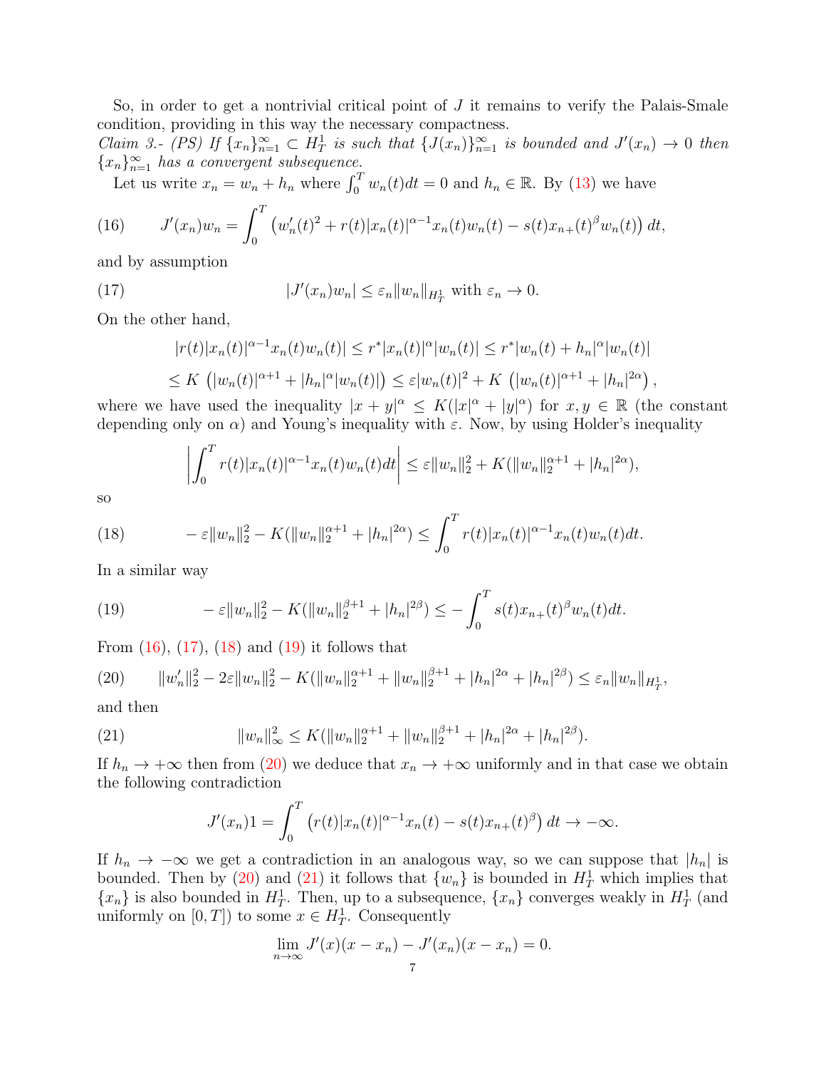So, in order to get a nontrivial critical point of $J$ it remains to verify the Palais-Smale condition, providing in this way the necessary compactness.

*Claim 3.- (PS) If $\{x_n\}_{n=1}^\infty \subset H^1_T$ is such that $\{J(x_n)\}_{n=1}^\infty$ is bounded and $J'(x_n) \to 0$ then $\{x_n\}_{n=1}^\infty$ has a convergent subsequence.*

Let us write $x_n = w_n + h_n$ where $\int_0^T w_n(t)dt = 0$ and $h_n \in \mathbb{R}$. By (13) we have

$$J'(x_n)w_n = \int_0^T \left( w_n'(t)^2 + r(t)|x_n(t)|^{\alpha-1}x_n(t)w_n(t) - s(t)x_{n+}(t)^\beta w_n(t)\right)dt, \tag{16}$$

and by assumption

$$|J'(x_n)w_n| \le \varepsilon_n \|w_n\|_{H^1_T} \text{ with } \varepsilon_n \to 0. \tag{17}$$

On the other hand,

$$\begin{aligned}
|r(t)|x_n(t)|^{\alpha-1}x_n(t)w_n(t)| &\le r^*|x_n(t)|^\alpha|w_n(t)| \le r^*|w_n(t)+h_n|^\alpha|w_n(t)| \\
&\le K\left(|w_n(t)|^{\alpha+1} + |h_n|^\alpha|w_n(t)|\right) \le \varepsilon|w_n(t)|^2 + K\left(|w_n(t)|^{\alpha+1} + |h_n|^{2\alpha}\right),
\end{aligned}$$

where we have used the inequality $|x+y|^\alpha \le K(|x|^\alpha + |y|^\alpha)$ for $x, y \in \mathbb{R}$ (the constant depending only on $\alpha$) and Young's inequality with $\varepsilon$. Now, by using Holder's inequality

$$\left|\int_0^T r(t)|x_n(t)|^{\alpha-1}x_n(t)w_n(t)dt\right| \le \varepsilon\|w_n\|_2^2 + K(\|w_n\|_2^{\alpha+1} + |h_n|^{2\alpha}),$$

so

$$-\varepsilon\|w_n\|_2^2 - K(\|w_n\|_2^{\alpha+1} + |h_n|^{2\alpha}) \le \int_0^T r(t)|x_n(t)|^{\alpha-1}x_n(t)w_n(t)dt. \tag{18}$$

In a similar way

$$-\varepsilon\|w_n\|_2^2 - K(\|w_n\|_2^{\beta+1} + |h_n|^{2\beta}) \le -\int_0^T s(t)x_{n+}(t)^\beta w_n(t)dt. \tag{19}$$

From (16), (17), (18) and (19) it follows that

$$\|w_n'\|_2^2 - 2\varepsilon\|w_n\|_2^2 - K(\|w_n\|_2^{\alpha+1} + \|w_n\|_2^{\beta+1} + |h_n|^{2\alpha} + |h_n|^{2\beta}) \le \varepsilon_n\|w_n\|_{H^1_T}, \tag{20}$$

and then

$$\|w_n\|_\infty^2 \le K(\|w_n\|_2^{\alpha+1} + \|w_n\|_2^{\beta+1} + |h_n|^{2\alpha} + |h_n|^{2\beta}). \tag{21}$$

If $h_n \to +\infty$ then from (20) we deduce that $x_n \to +\infty$ uniformly and in that case we obtain the following contradiction

$$J'(x_n)1 = \int_0^T \left( r(t)|x_n(t)|^{\alpha-1}x_n(t) - s(t)x_{n+}(t)^\beta\right)dt \to -\infty.$$

If $h_n \to -\infty$ we get a contradiction in an analogous way, so we can suppose that $|h_n|$ is bounded. Then by (20) and (21) it follows that $\{w_n\}$ is bounded in $H^1_T$ which implies that $\{x_n\}$ is also bounded in $H^1_T$. Then, up to a subsequence, $\{x_n\}$ converges weakly in $H^1_T$ (and uniformly on $[0,T]$) to some $x \in H^1_T$. Consequently

$$\lim_{n\to\infty} J'(x)(x - x_n) - J'(x_n)(x - x_n) = 0.$$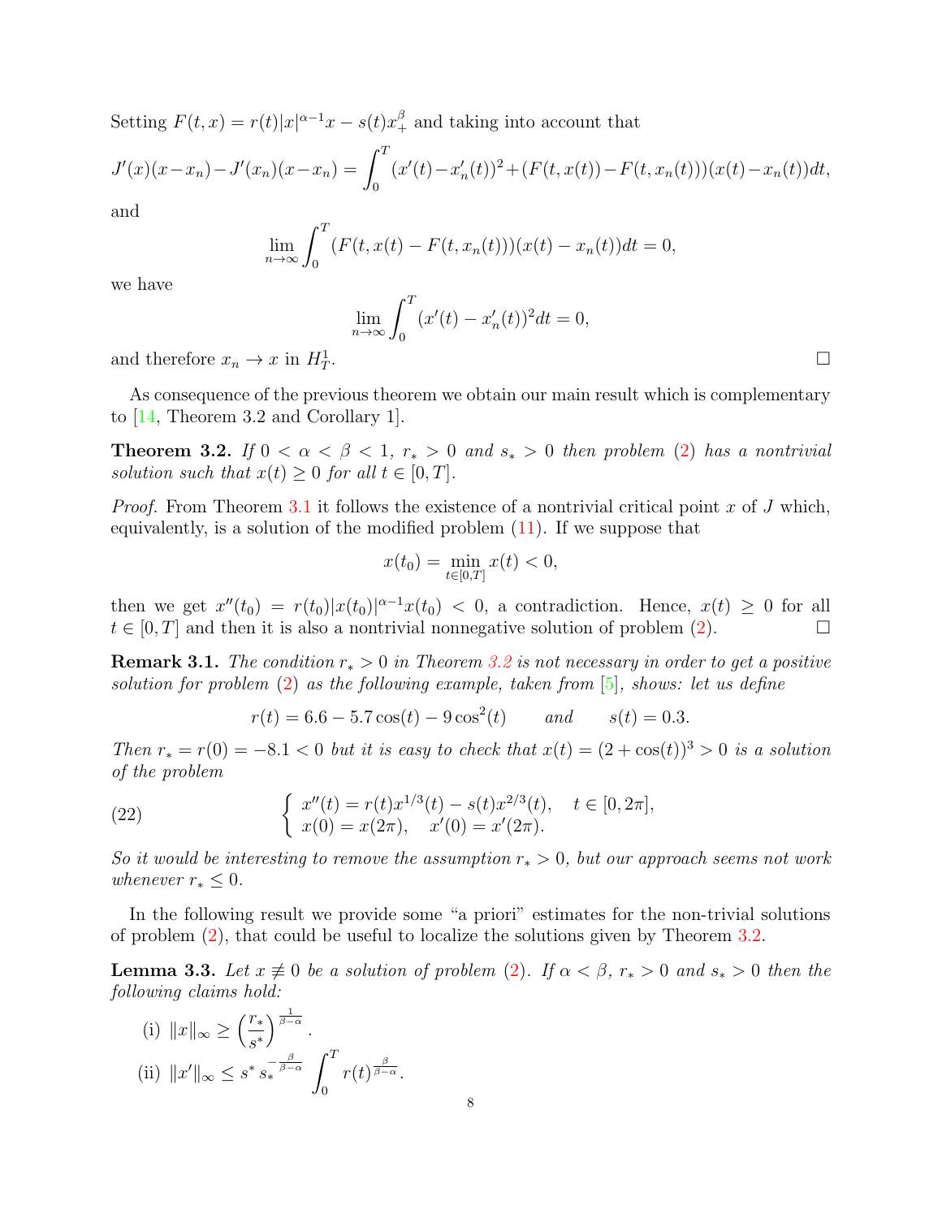Setting $F(t,x) = r(t)|x|^{\alpha-1}x - s(t)x_+^\beta$ and taking into account that

$$J'(x)(x-x_n) - J'(x_n)(x-x_n) = \int_0^T (x'(t)-x_n'(t))^2 + (F(t,x(t)) - F(t,x_n(t)))(x(t)-x_n(t))dt,$$

and

$$\lim_{n\to\infty} \int_0^T (F(t,x(t) - F(t,x_n(t)))(x(t)-x_n(t))dt = 0,$$

we have

$$\lim_{n\to\infty} \int_0^T (x'(t)-x_n'(t))^2 dt = 0,$$

and therefore $x_n \to x$ in $H_T^1$. ☐

As consequence of the previous theorem we obtain our main result which is complementary to [14, Theorem 3.2 and Corollary 1].

**Theorem 3.2.** *If $0 < \alpha < \beta < 1$, $r_* > 0$ and $s_* > 0$ then problem (2) has a nontrivial solution such that $x(t) \geq 0$ for all $t \in [0,T]$.*

*Proof.* From Theorem 3.1 it follows the existence of a nontrivial critical point $x$ of $J$ which, equivalently, is a solution of the modified problem (11). If we suppose that

$$x(t_0) = \min_{t\in[0,T]} x(t) < 0,$$

then we get $x''(t_0) = r(t_0)|x(t_0)|^{\alpha-1}x(t_0) < 0$, a contradiction. Hence, $x(t) \geq 0$ for all $t \in [0,T]$ and then it is also a nontrivial nonnegative solution of problem (2). ☐

**Remark 3.1.** *The condition $r_* > 0$ in Theorem 3.2 is not necessary in order to get a positive solution for problem (2) as the following example, taken from [5], shows: let us define*

$$r(t) = 6.6 - 5.7\cos(t) - 9\cos^2(t) \qquad \text{and} \qquad s(t) = 0.3.$$

*Then $r_* = r(0) = -8.1 < 0$ but it is easy to check that $x(t) = (2+\cos(t))^3 > 0$ is a solution of the problem*

$$\begin{cases} x''(t) = r(t)x^{1/3}(t) - s(t)x^{2/3}(t), & t \in [0,2\pi], \\ x(0) = x(2\pi), \quad x'(0) = x'(2\pi). \end{cases} \tag{22}$$

*So it would be interesting to remove the assumption $r_* > 0$, but our approach seems not work whenever $r_* \leq 0$.*

In the following result we provide some "a priori" estimates for the non-trivial solutions of problem (2), that could be useful to localize the solutions given by Theorem 3.2.

**Lemma 3.3.** *Let $x \not\equiv 0$ be a solution of problem (2). If $\alpha < \beta$, $r_* > 0$ and $s_* > 0$ then the following claims hold:*

(i) $\|x\|_\infty \geq \left(\dfrac{r_*}{s^*}\right)^{\frac{1}{\beta-\alpha}}$.

(ii) $\|x'\|_\infty \leq s^*\, s_*^{-\frac{\beta}{\beta-\alpha}} \displaystyle\int_0^T r(t)^{\frac{\beta}{\beta-\alpha}}$.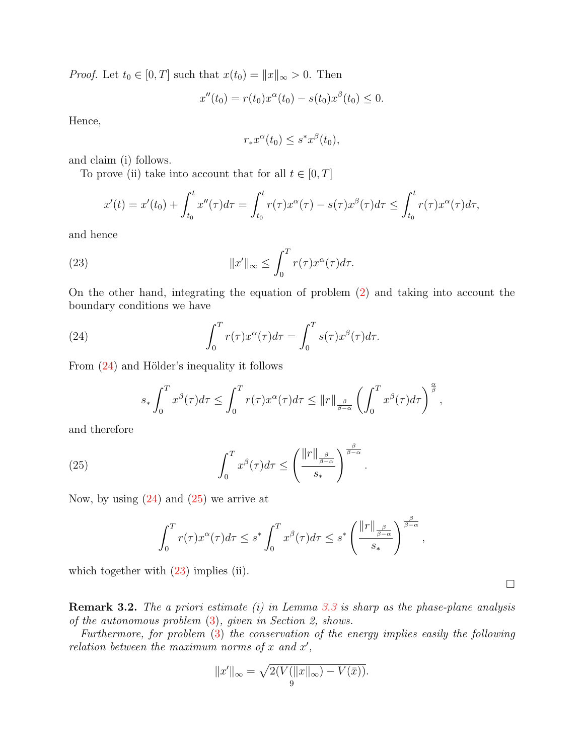*Proof.* Let $t_0 \in [0,T]$ such that $x(t_0) = \|x\|_\infty > 0$. Then

$$x''(t_0) = r(t_0)x^\alpha(t_0) - s(t_0)x^\beta(t_0) \leq 0.$$

Hence,

$$r_* x^\alpha(t_0) \leq s^* x^\beta(t_0),$$

and claim (i) follows.

To prove (ii) take into account that for all $t \in [0,T]$

$$x'(t) = x'(t_0) + \int_{t_0}^t x''(\tau)d\tau = \int_{t_0}^t r(\tau)x^\alpha(\tau) - s(\tau)x^\beta(\tau)d\tau \leq \int_{t_0}^t r(\tau)x^\alpha(\tau)d\tau,$$

and hence

$$\|x'\|_\infty \leq \int_0^T r(\tau)x^\alpha(\tau)d\tau. \tag{23}$$

On the other hand, integrating the equation of problem (2) and taking into account the boundary conditions we have

$$\int_0^T r(\tau)x^\alpha(\tau)d\tau = \int_0^T s(\tau)x^\beta(\tau)d\tau. \tag{24}$$

From (24) and Hölder's inequality it follows

$$s_* \int_0^T x^\beta(\tau)d\tau \leq \int_0^T r(\tau)x^\alpha(\tau)d\tau \leq \|r\|_{\frac{\beta}{\beta-\alpha}} \left(\int_0^T x^\beta(\tau)d\tau\right)^{\frac{\alpha}{\beta}},$$

and therefore

$$\int_0^T x^\beta(\tau)d\tau \leq \left(\frac{\|r\|_{\frac{\beta}{\beta-\alpha}}}{s_*}\right)^{\frac{\beta}{\beta-\alpha}}. \tag{25}$$

Now, by using (24) and (25) we arrive at

$$\int_0^T r(\tau)x^\alpha(\tau)d\tau \leq s^* \int_0^T x^\beta(\tau)d\tau \leq s^* \left(\frac{\|r\|_{\frac{\beta}{\beta-\alpha}}}{s_*}\right)^{\frac{\beta}{\beta-\alpha}},$$

which together with (23) implies (ii).

$\square$

**Remark 3.2.** *The a priori estimate (i) in Lemma 3.3 is sharp as the phase-plane analysis of the autonomous problem (3), given in Section 2, shows.*

*Furthermore, for problem (3) the conservation of the energy implies easily the following relation between the maximum norms of $x$ and $x'$,*

$$\|x'\|_\infty = \sqrt{2(V(\|x\|_\infty) - V(\bar{x}))}.$$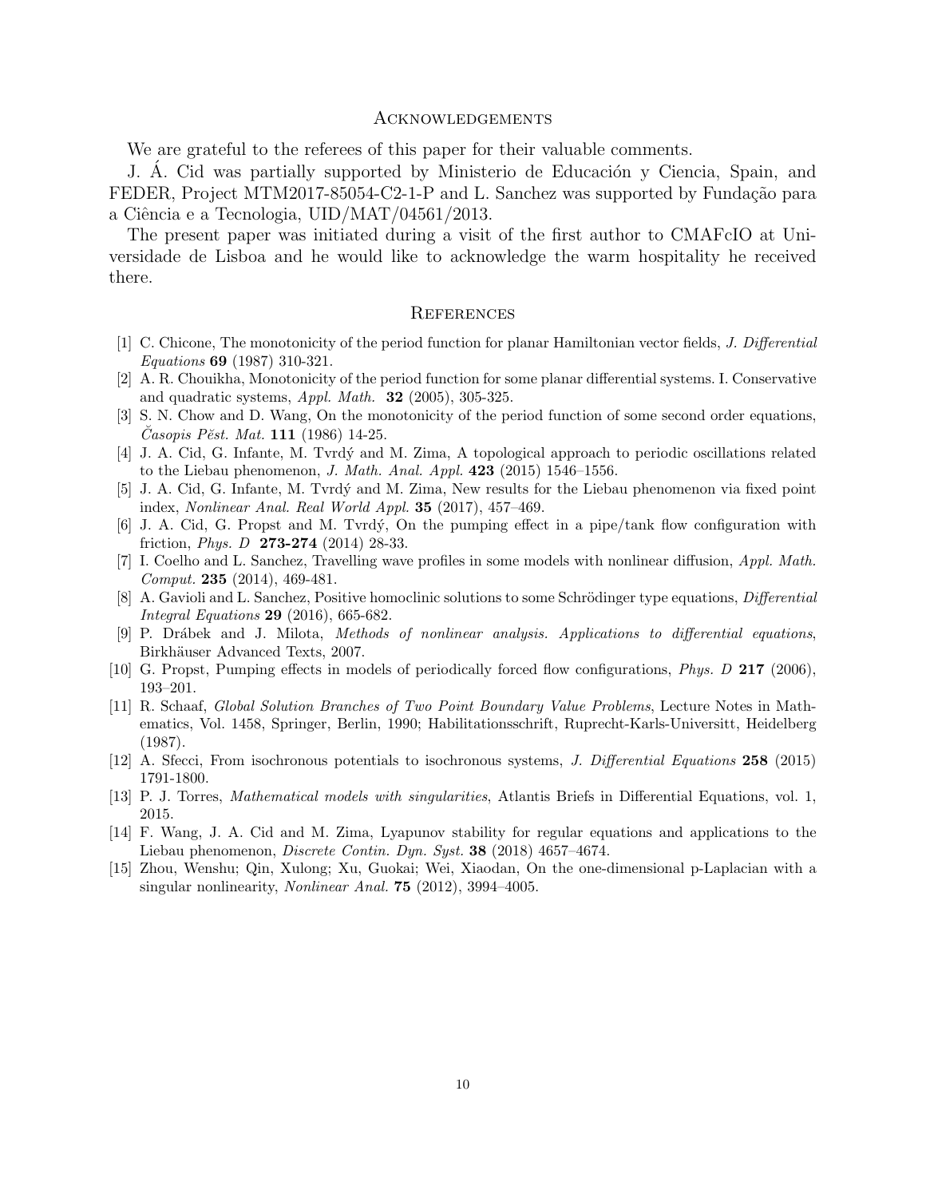## Acknowledgements

We are grateful to the referees of this paper for their valuable comments.

J. Á. Cid was partially supported by Ministerio de Educación y Ciencia, Spain, and FEDER, Project MTM2017-85054-C2-1-P and L. Sanchez was supported by Fundação para a Ciência e a Tecnologia, UID/MAT/04561/2013.

The present paper was initiated during a visit of the first author to CMAFcIO at Universidade de Lisboa and he would like to acknowledge the warm hospitality he received there.

## References

[1] C. Chicone, The monotonicity of the period function for planar Hamiltonian vector fields, *J. Differential Equations* **69** (1987) 310-321.

[2] A. R. Chouikha, Monotonicity of the period function for some planar differential systems. I. Conservative and quadratic systems, *Appl. Math.* **32** (2005), 305-325.

[3] S. N. Chow and D. Wang, On the monotonicity of the period function of some second order equations, *Časopis Pěst. Mat.* **111** (1986) 14-25.

[4] J. A. Cid, G. Infante, M. Tvrdý and M. Zima, A topological approach to periodic oscillations related to the Liebau phenomenon, *J. Math. Anal. Appl.* **423** (2015) 1546–1556.

[5] J. A. Cid, G. Infante, M. Tvrdý and M. Zima, New results for the Liebau phenomenon via fixed point index, *Nonlinear Anal. Real World Appl.* **35** (2017), 457–469.

[6] J. A. Cid, G. Propst and M. Tvrdý, On the pumping effect in a pipe/tank flow configuration with friction, *Phys. D* **273-274** (2014) 28-33.

[7] I. Coelho and L. Sanchez, Travelling wave profiles in some models with nonlinear diffusion, *Appl. Math. Comput.* **235** (2014), 469-481.

[8] A. Gavioli and L. Sanchez, Positive homoclinic solutions to some Schrödinger type equations, *Differential Integral Equations* **29** (2016), 665-682.

[9] P. Drábek and J. Milota, *Methods of nonlinear analysis. Applications to differential equations*, Birkhäuser Advanced Texts, 2007.

[10] G. Propst, Pumping effects in models of periodically forced flow configurations, *Phys. D* **217** (2006), 193–201.

[11] R. Schaaf, *Global Solution Branches of Two Point Boundary Value Problems*, Lecture Notes in Mathematics, Vol. 1458, Springer, Berlin, 1990; Habilitationsschrift, Ruprecht-Karls-Universitt, Heidelberg (1987).

[12] A. Sfecci, From isochronous potentials to isochronous systems, *J. Differential Equations* **258** (2015) 1791-1800.

[13] P. J. Torres, *Mathematical models with singularities*, Atlantis Briefs in Differential Equations, vol. 1, 2015.

[14] F. Wang, J. A. Cid and M. Zima, Lyapunov stability for regular equations and applications to the Liebau phenomenon, *Discrete Contin. Dyn. Syst.* **38** (2018) 4657–4674.

[15] Zhou, Wenshu; Qin, Xulong; Xu, Guokai; Wei, Xiaodan, On the one-dimensional p-Laplacian with a singular nonlinearity, *Nonlinear Anal.* **75** (2012), 3994–4005.